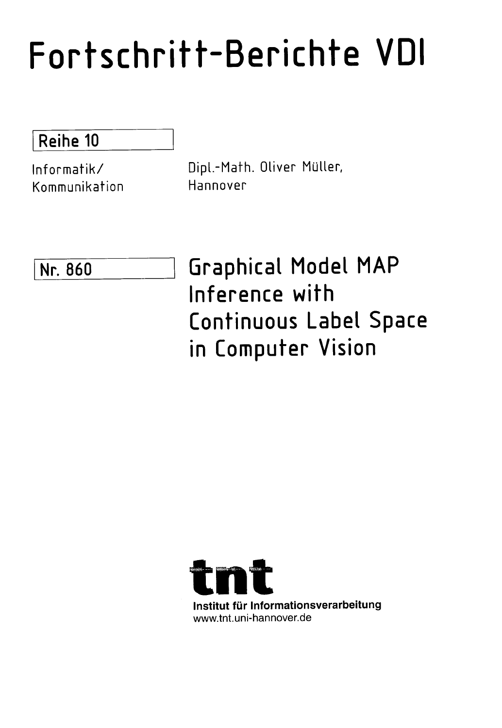# Fortschritt-Berichte VDI

Reihe 10

Informatik/
Kommunikation

Dipl.-Math. Oliver Müller,
Hannover

Nr. 860

## Graphical Model MAP Inference with Continuous Label Space in Computer Vision

tnt

Institut für Informationsverarbeitung
www.tnt.uni-hannover.de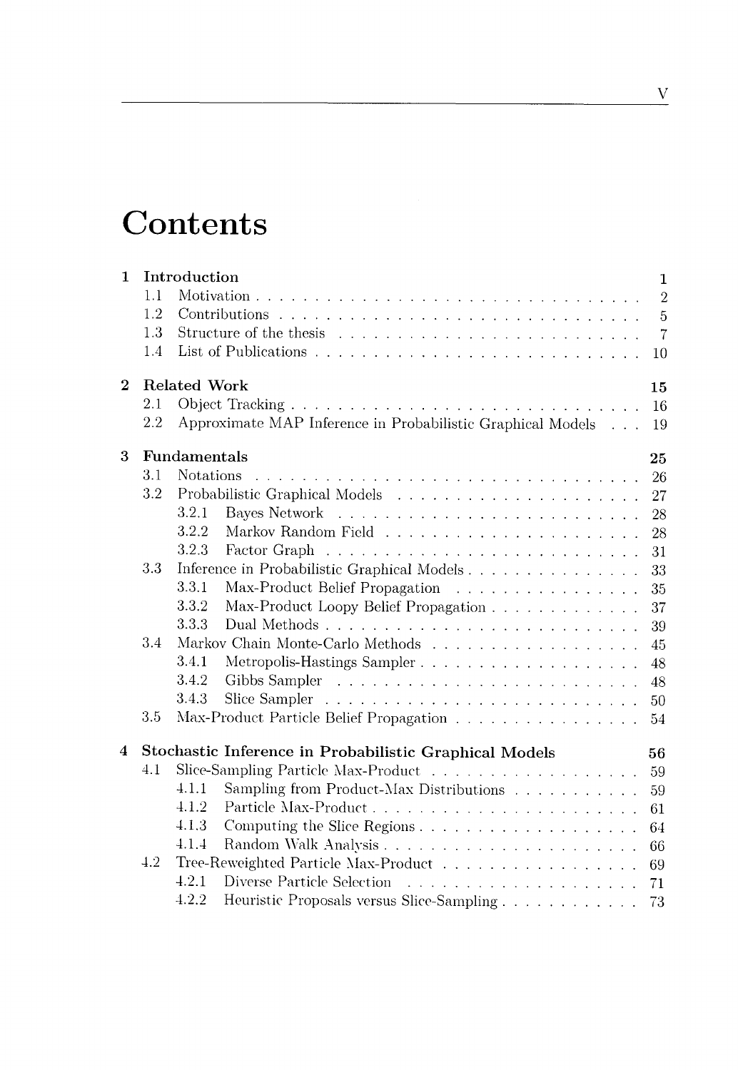# Contents

| | | |
|---|---|---|
| **1** | **Introduction** | **1** |
| 1.1 | Motivation | 2 |
| 1.2 | Contributions | 5 |
| 1.3 | Structure of the thesis | 7 |
| 1.4 | List of Publications | 10 |
| **2** | **Related Work** | **15** |
| 2.1 | Object Tracking | 16 |
| 2.2 | Approximate MAP Inference in Probabilistic Graphical Models | 19 |
| **3** | **Fundamentals** | **25** |
| 3.1 | Notations | 26 |
| 3.2 | Probabilistic Graphical Models | 27 |
| 3.2.1 | Bayes Network | 28 |
| 3.2.2 | Markov Random Field | 28 |
| 3.2.3 | Factor Graph | 31 |
| 3.3 | Inference in Probabilistic Graphical Models | 33 |
| 3.3.1 | Max-Product Belief Propagation | 35 |
| 3.3.2 | Max-Product Loopy Belief Propagation | 37 |
| 3.3.3 | Dual Methods | 39 |
| 3.4 | Markov Chain Monte-Carlo Methods | 45 |
| 3.4.1 | Metropolis-Hastings Sampler | 48 |
| 3.4.2 | Gibbs Sampler | 48 |
| 3.4.3 | Slice Sampler | 50 |
| 3.5 | Max-Product Particle Belief Propagation | 54 |
| **4** | **Stochastic Inference in Probabilistic Graphical Models** | **56** |
| 4.1 | Slice-Sampling Particle Max-Product | 59 |
| 4.1.1 | Sampling from Product-Max Distributions | 59 |
| 4.1.2 | Particle Max-Product | 61 |
| 4.1.3 | Computing the Slice Regions | 64 |
| 4.1.4 | Random Walk Analysis | 66 |
| 4.2 | Tree-Reweighted Particle Max-Product | 69 |
| 4.2.1 | Diverse Particle Selection | 71 |
| 4.2.2 | Heuristic Proposals versus Slice-Sampling | 73 |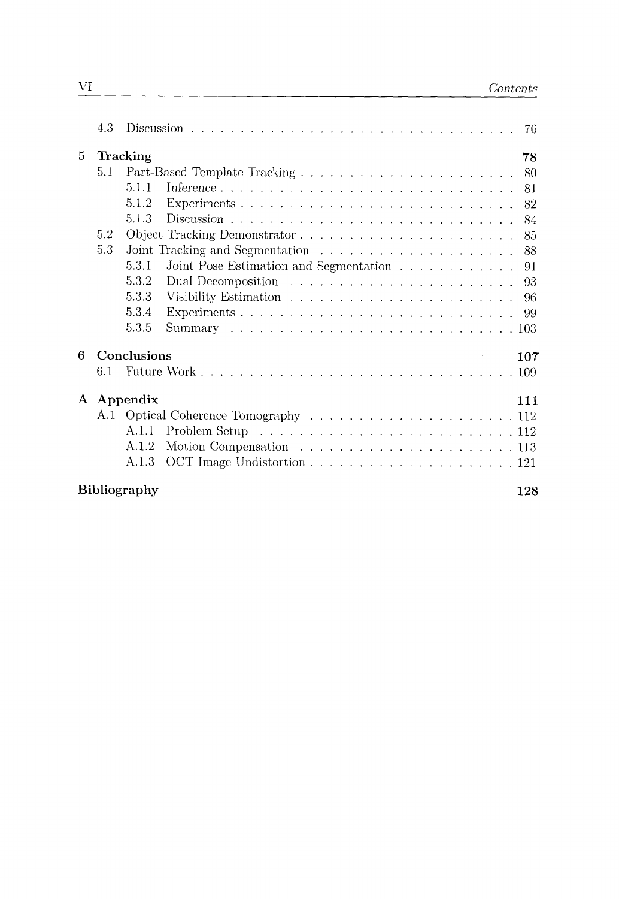| | | |
|---|---|---|
| 4.3 | Discussion | 76 |
| **5** | **Tracking** | **78** |
| 5.1 | Part-Based Template Tracking | 80 |
| 5.1.1 | Inference | 81 |
| 5.1.2 | Experiments | 82 |
| 5.1.3 | Discussion | 84 |
| 5.2 | Object Tracking Demonstrator | 85 |
| 5.3 | Joint Tracking and Segmentation | 88 |
| 5.3.1 | Joint Pose Estimation and Segmentation | 91 |
| 5.3.2 | Dual Decomposition | 93 |
| 5.3.3 | Visibility Estimation | 96 |
| 5.3.4 | Experiments | 99 |
| 5.3.5 | Summary | 103 |
| **6** | **Conclusions** | **107** |
| 6.1 | Future Work | 109 |
| **A** | **Appendix** | **111** |
| A.1 | Optical Coherence Tomography | 112 |
| A.1.1 | Problem Setup | 112 |
| A.1.2 | Motion Compensation | 113 |
| A.1.3 | OCT Image Undistortion | 121 |
| | **Bibliography** | **128** |